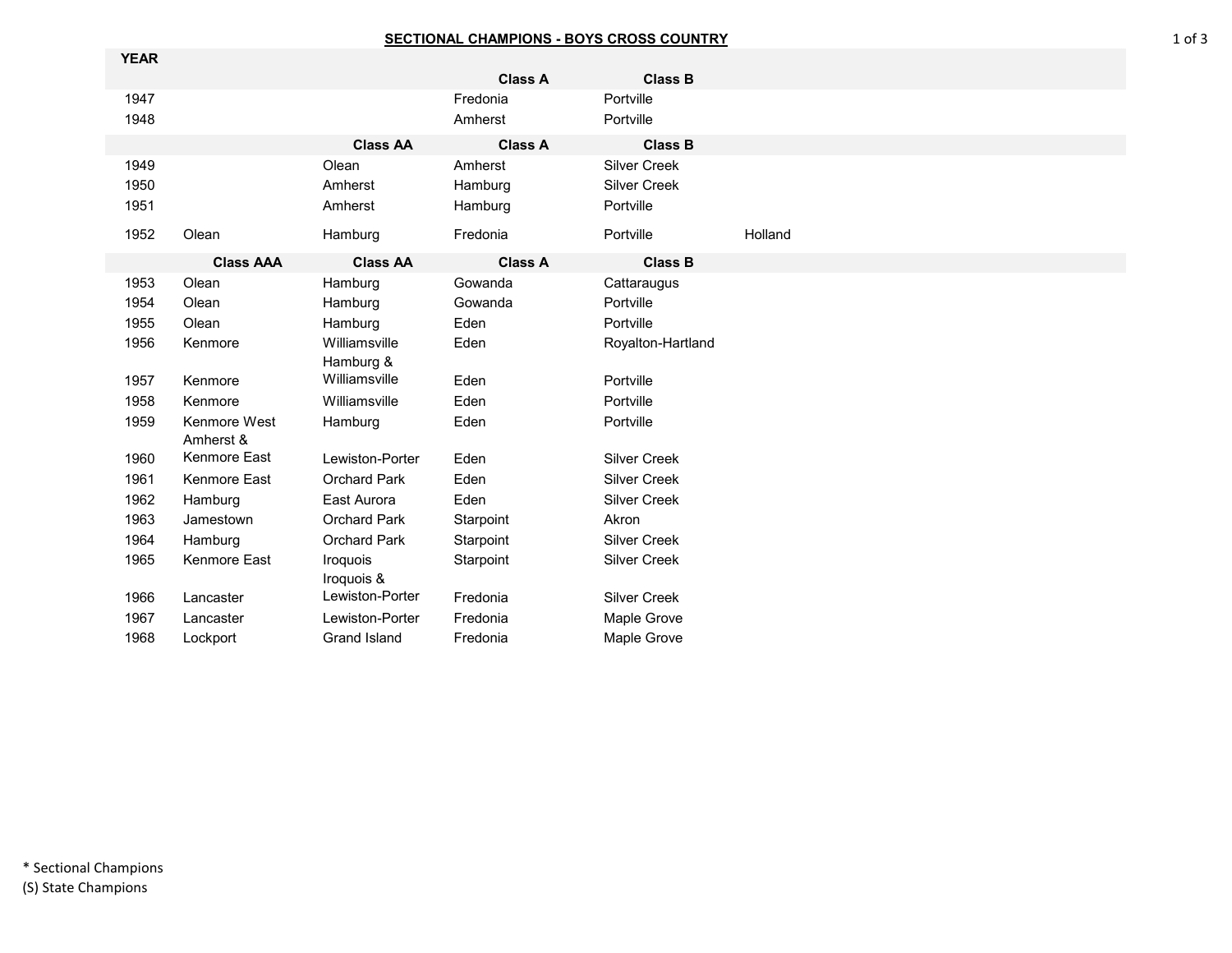# SECTIONAL CHAMPIONS - BOYS CROSS COUNTRY

| YEAR | | | | | |
|---|---|---|---|---|---|
| | | | Class A | Class B | |
| 1947 | | | Fredonia | Portville | |
| 1948 | | | Amherst | Portville | |
| | | Class AA | Class A | Class B | |
| 1949 | | Olean | Amherst | Silver Creek | |
| 1950 | | Amherst | Hamburg | Silver Creek | |
| 1951 | | Amherst | Hamburg | Portville | |
| 1952 | Olean | Hamburg | Fredonia | Portville | Holland |
| | Class AAA | Class AA | Class A | Class B | |
| 1953 | Olean | Hamburg | Gowanda | Cattaraugus | |
| 1954 | Olean | Hamburg | Gowanda | Portville | |
| 1955 | Olean | Hamburg | Eden | Portville | |
| 1956 | Kenmore | Williamsville | Eden | Royalton-Hartland | |
| 1957 | Kenmore | Hamburg & Williamsville | Eden | Portville | |
| 1958 | Kenmore | Williamsville | Eden | Portville | |
| 1959 | Kenmore West | Hamburg | Eden | Portville | |
| 1960 | Amherst & Kenmore East | Lewiston-Porter | Eden | Silver Creek | |
| 1961 | Kenmore East | Orchard Park | Eden | Silver Creek | |
| 1962 | Hamburg | East Aurora | Eden | Silver Creek | |
| 1963 | Jamestown | Orchard Park | Starpoint | Akron | |
| 1964 | Hamburg | Orchard Park | Starpoint | Silver Creek | |
| 1965 | Kenmore East | Iroquois | Starpoint | Silver Creek | |
| 1966 | Lancaster | Iroquois & Lewiston-Porter | Fredonia | Silver Creek | |
| 1967 | Lancaster | Lewiston-Porter | Fredonia | Maple Grove | |
| 1968 | Lockport | Grand Island | Fredonia | Maple Grove | |

* Sectional Champions
(S) State Champions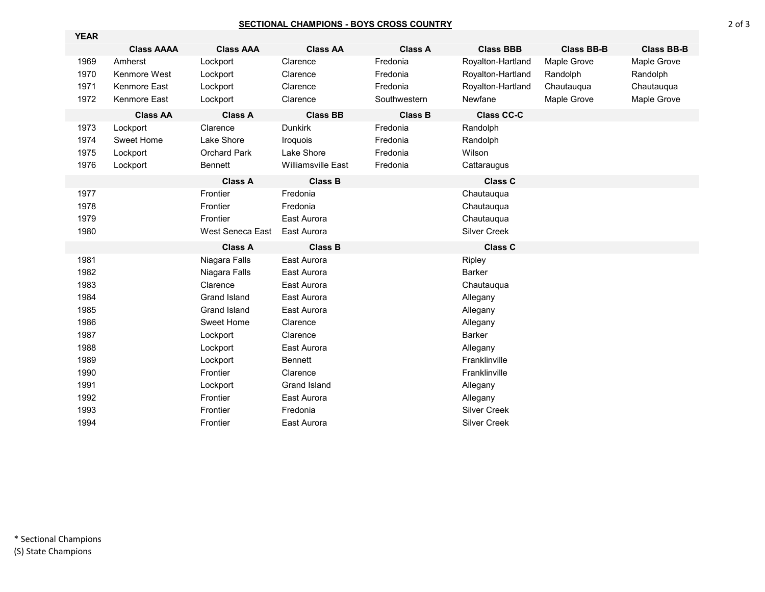## SECTIONAL CHAMPIONS - BOYS CROSS COUNTRY

| YEAR | | | | | | | |
|---|---|---|---|---|---|---|---|
| | **Class AAAA** | **Class AAA** | **Class AA** | **Class A** | **Class BBB** | **Class BB-B** | **Class BB-B** |
| 1969 | Amherst | Lockport | Clarence | Fredonia | Royalton-Hartland | Maple Grove | Maple Grove |
| 1970 | Kenmore West | Lockport | Clarence | Fredonia | Royalton-Hartland | Randolph | Randolph |
| 1971 | Kenmore East | Lockport | Clarence | Fredonia | Royalton-Hartland | Chautauqua | Chautauqua |
| 1972 | Kenmore East | Lockport | Clarence | Southwestern | Newfane | Maple Grove | Maple Grove |
| | **Class AA** | **Class A** | **Class BB** | **Class B** | **Class CC-C** | | |
| 1973 | Lockport | Clarence | Dunkirk | Fredonia | Randolph | | |
| 1974 | Sweet Home | Lake Shore | Iroquois | Fredonia | Randolph | | |
| 1975 | Lockport | Orchard Park | Lake Shore | Fredonia | Wilson | | |
| 1976 | Lockport | Bennett | Williamsville East | Fredonia | Cattaraugus | | |
| | | **Class A** | **Class B** | | **Class C** | | |
| 1977 | | Frontier | Fredonia | | Chautauqua | | |
| 1978 | | Frontier | Fredonia | | Chautauqua | | |
| 1979 | | Frontier | East Aurora | | Chautauqua | | |
| 1980 | | West Seneca East | East Aurora | | Silver Creek | | |
| | | **Class A** | **Class B** | | **Class C** | | |
| 1981 | | Niagara Falls | East Aurora | | Ripley | | |
| 1982 | | Niagara Falls | East Aurora | | Barker | | |
| 1983 | | Clarence | East Aurora | | Chautauqua | | |
| 1984 | | Grand Island | East Aurora | | Allegany | | |
| 1985 | | Grand Island | East Aurora | | Allegany | | |
| 1986 | | Sweet Home | Clarence | | Allegany | | |
| 1987 | | Lockport | Clarence | | Barker | | |
| 1988 | | Lockport | East Aurora | | Allegany | | |
| 1989 | | Lockport | Bennett | | Franklinville | | |
| 1990 | | Frontier | Clarence | | Franklinville | | |
| 1991 | | Lockport | Grand Island | | Allegany | | |
| 1992 | | Frontier | East Aurora | | Allegany | | |
| 1993 | | Frontier | Fredonia | | Silver Creek | | |
| 1994 | | Frontier | East Aurora | | Silver Creek | | |

* Sectional Champions
(S) State Champions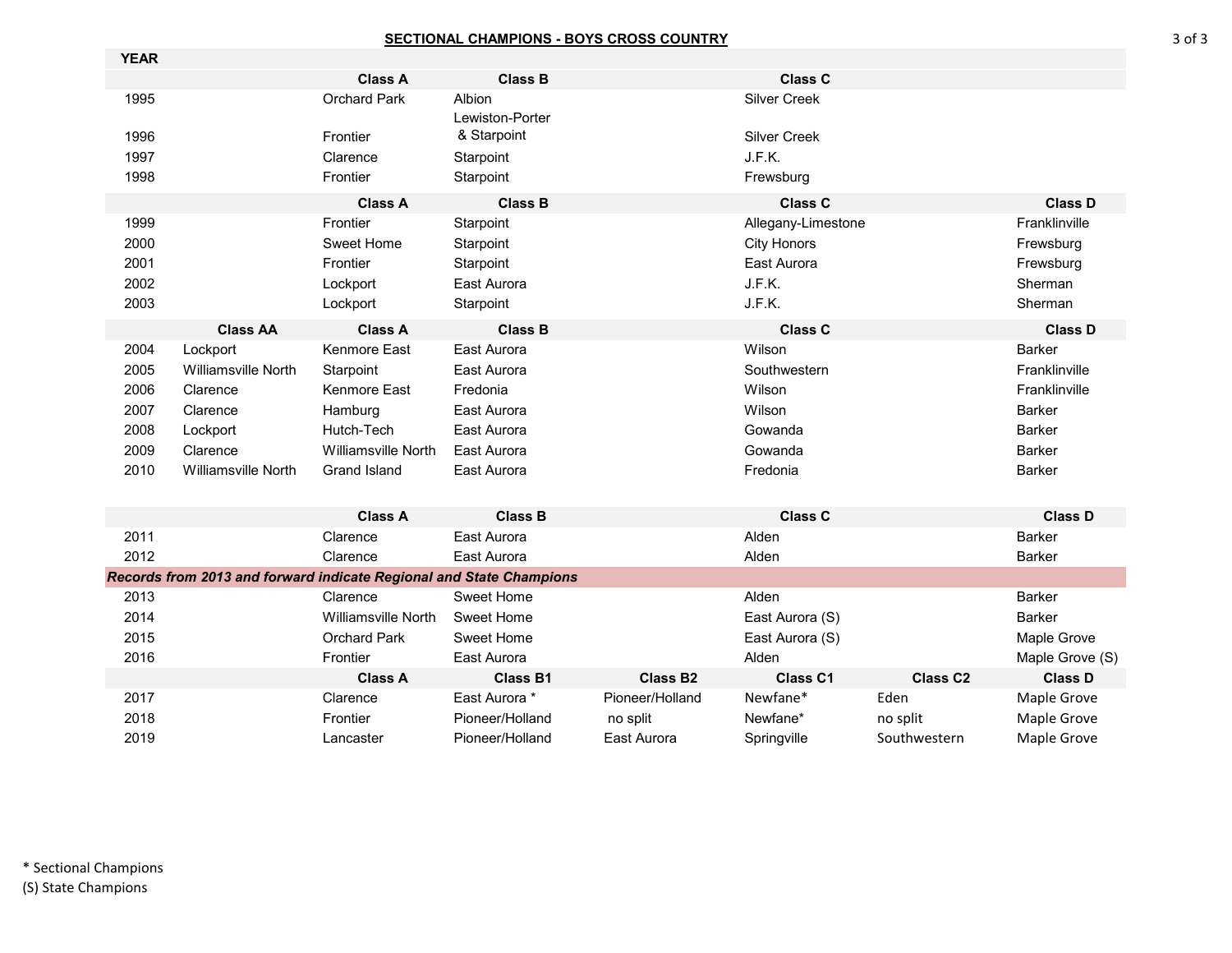# SECTIONAL CHAMPIONS - BOYS CROSS COUNTRY

| YEAR | | | | | | | |
|---|---|---|---|---|---|---|---|
| | | **Class A** | **Class B** | | **Class C** | | |
| 1995 | | Orchard Park | Albion | | Silver Creek | | |
| 1996 | | Frontier | Lewiston-Porter & Starpoint | | Silver Creek | | |
| 1997 | | Clarence | Starpoint | | J.F.K. | | |
| 1998 | | Frontier | Starpoint | | Frewsburg | | |
| | | **Class A** | **Class B** | | **Class C** | | **Class D** |
| 1999 | | Frontier | Starpoint | | Allegany-Limestone | | Franklinville |
| 2000 | | Sweet Home | Starpoint | | City Honors | | Frewsburg |
| 2001 | | Frontier | Starpoint | | East Aurora | | Frewsburg |
| 2002 | | Lockport | East Aurora | | J.F.K. | | Sherman |
| 2003 | | Lockport | Starpoint | | J.F.K. | | Sherman |
| | **Class AA** | **Class A** | **Class B** | | **Class C** | | **Class D** |
| 2004 | Lockport | Kenmore East | East Aurora | | Wilson | | Barker |
| 2005 | Williamsville North | Starpoint | East Aurora | | Southwestern | | Franklinville |
| 2006 | Clarence | Kenmore East | Fredonia | | Wilson | | Franklinville |
| 2007 | Clarence | Hamburg | East Aurora | | Wilson | | Barker |
| 2008 | Lockport | Hutch-Tech | East Aurora | | Gowanda | | Barker |
| 2009 | Clarence | Williamsville North | East Aurora | | Gowanda | | Barker |
| 2010 | Williamsville North | Grand Island | East Aurora | | Fredonia | | Barker |
| | | **Class A** | **Class B** | | **Class C** | | **Class D** |
| 2011 | | Clarence | East Aurora | | Alden | | Barker |
| 2012 | | Clarence | East Aurora | | Alden | | Barker |
| ***Records from 2013 and forward indicate Regional and State Champions*** | | | | | | | |
| 2013 | | Clarence | Sweet Home | | Alden | | Barker |
| 2014 | | Williamsville North | Sweet Home | | East Aurora (S) | | Barker |
| 2015 | | Orchard Park | Sweet Home | | East Aurora (S) | | Maple Grove |
| 2016 | | Frontier | East Aurora | | Alden | | Maple Grove (S) |
| | | **Class A** | **Class B1** | **Class B2** | **Class C1** | **Class C2** | **Class D** |
| 2017 | | Clarence | East Aurora * | Pioneer/Holland | Newfane* | Eden | Maple Grove |
| 2018 | | Frontier | Pioneer/Holland | no split | Newfane* | no split | Maple Grove |
| 2019 | | Lancaster | Pioneer/Holland | East Aurora | Springville | Southwestern | Maple Grove |

\* Sectional Champions
(S) State Champions